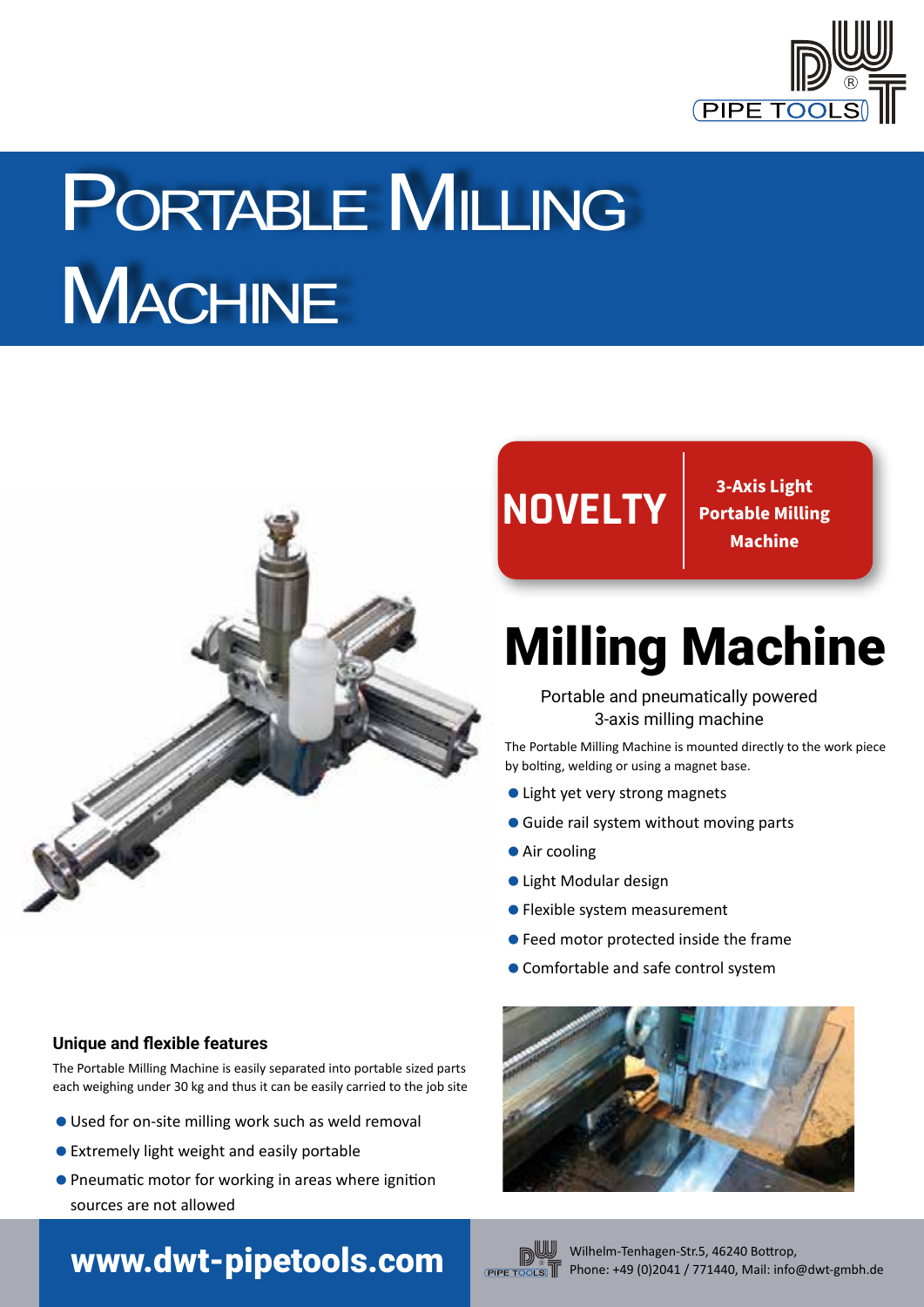# Portable Milling Machine

**NOVELTY** | **3-Axis Light Portable Milling Machine**

## Milling Machine

Portable and pneumatically powered 3-axis milling machine

The Portable Milling Machine is mounted directly to the work piece by bolting, welding or using a magnet base.

- Light yet very strong magnets
- Guide rail system without moving parts
- Air cooling
- Light Modular design
- Flexible system measurement
- Feed motor protected inside the frame
- Comfortable and safe control system

### Unique and flexible features

The Portable Milling Machine is easily separated into portable sized parts each weighing under 30 kg and thus it can be easily carried to the job site

- Used for on-site milling work such as weld removal
- Extremely light weight and easily portable
- Pneumatic motor for working in areas where ignition sources are not allowed

**www.dwt-pipetools.com**

Wilhelm-Tenhagen-Str.5, 46240 Bottrop,
Phone: +49 (0)2041 / 771440, Mail: info@dwt-gmbh.de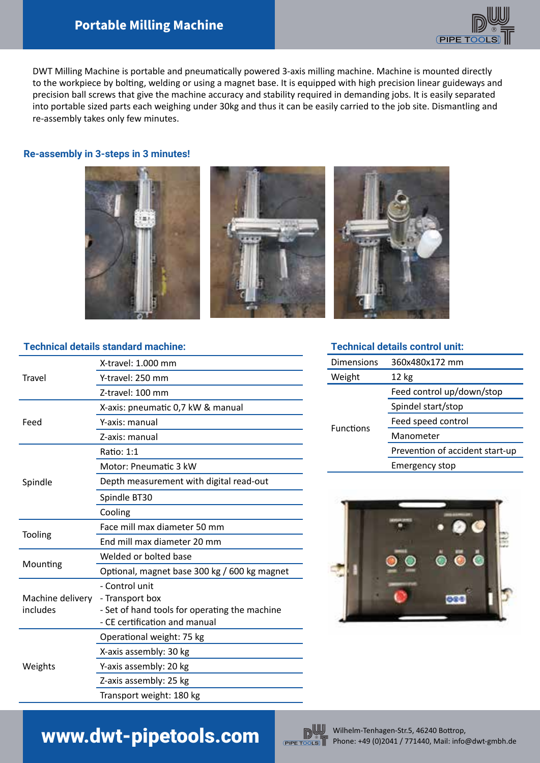# Portable Milling Machine

DWT Milling Machine is portable and pneumatically powered 3-axis milling machine. Machine is mounted directly to the workpiece by bolting, welding or using a magnet base. It is equipped with high precision linear guideways and precision ball screws that give the machine accuracy and stability required in demanding jobs. It is easily separated into portable sized parts each weighing under 30kg and thus it can be easily carried to the job site. Dismantling and re-assembly takes only few minutes.

## Re-assembly in 3-steps in 3 minutes!

## Technical details standard machine:

| | |
|---|---|
| Travel | X-travel: 1.000 mm |
| | Y-travel: 250 mm |
| | Z-travel: 100 mm |
| Feed | X-axis: pneumatic 0,7 kW & manual |
| | Y-axis: manual |
| | Z-axis: manual |
| Spindle | Ratio: 1:1 |
| | Motor: Pneumatic 3 kW |
| | Depth measurement with digital read-out |
| | Spindle BT30 |
| | Cooling |
| Tooling | Face mill max diameter 50 mm |
| | End mill max diameter 20 mm |
| Mounting | Welded or bolted base |
| | Optional, magnet base 300 kg / 600 kg magnet |
| Machine delivery includes | - Control unit<br>- Transport box<br>- Set of hand tools for operating the machine<br>- CE certification and manual |
| Weights | Operational weight: 75 kg |
| | X-axis assembly: 30 kg |
| | Y-axis assembly: 20 kg |
| | Z-axis assembly: 25 kg |
| | Transport weight: 180 kg |

## Technical details control unit:

| | |
|---|---|
| Dimensions | 360x480x172 mm |
| Weight | 12 kg |
| Functions | Feed control up/down/stop |
| | Spindel start/stop |
| | Feed speed control |
| | Manometer |
| | Prevention of accident start-up |
| | Emergency stop |

www.dwt-pipetools.com

Wilhelm-Tenhagen-Str.5, 46240 Bottrop,
Phone: +49 (0)2041 / 771440, Mail: info@dwt-gmbh.de